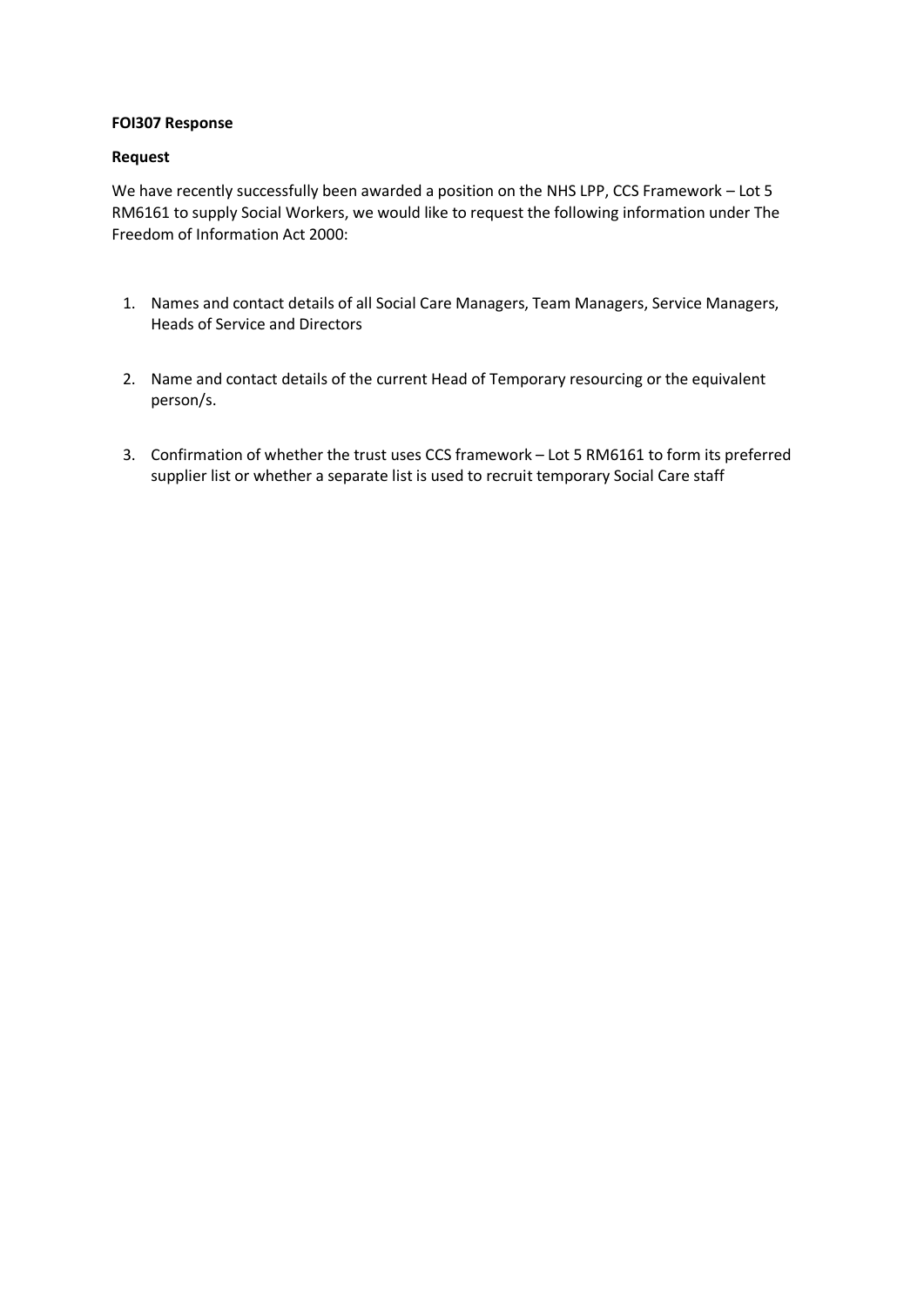**FOI307 Response**

**Request**

We have recently successfully been awarded a position on the NHS LPP, CCS Framework – Lot 5 RM6161 to supply Social Workers, we would like to request the following information under The Freedom of Information Act 2000:

1. Names and contact details of all Social Care Managers, Team Managers, Service Managers, Heads of Service and Directors

2. Name and contact details of the current Head of Temporary resourcing or the equivalent person/s.

3. Confirmation of whether the trust uses CCS framework – Lot 5 RM6161 to form its preferred supplier list or whether a separate list is used to recruit temporary Social Care staff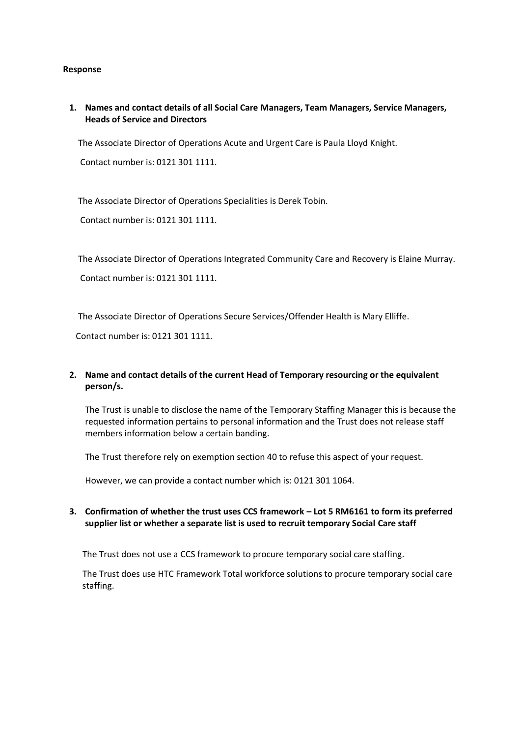**Response**

1. **Names and contact details of all Social Care Managers, Team Managers, Service Managers, Heads of Service and Directors**

   The Associate Director of Operations Acute and Urgent Care is Paula Lloyd Knight.

   Contact number is: 0121 301 1111.

   The Associate Director of Operations Specialities is Derek Tobin.

   Contact number is: 0121 301 1111.

   The Associate Director of Operations Integrated Community Care and Recovery is Elaine Murray.

   Contact number is: 0121 301 1111.

   The Associate Director of Operations Secure Services/Offender Health is Mary Elliffe.

   Contact number is: 0121 301 1111.

2. **Name and contact details of the current Head of Temporary resourcing or the equivalent person/s.**

   The Trust is unable to disclose the name of the Temporary Staffing Manager this is because the requested information pertains to personal information and the Trust does not release staff members information below a certain banding.

   The Trust therefore rely on exemption section 40 to refuse this aspect of your request.

   However, we can provide a contact number which is: 0121 301 1064.

3. **Confirmation of whether the trust uses CCS framework – Lot 5 RM6161 to form its preferred supplier list or whether a separate list is used to recruit temporary Social Care staff**

   The Trust does not use a CCS framework to procure temporary social care staffing.

   The Trust does use HTC Framework Total workforce solutions to procure temporary social care staffing.